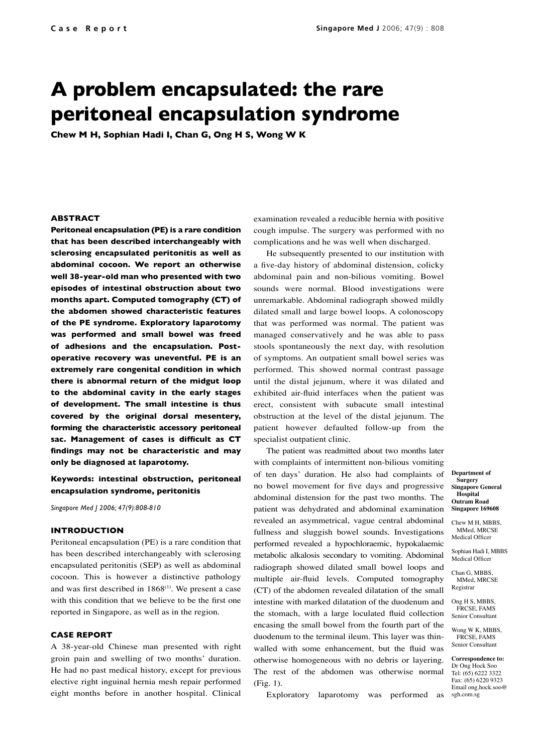# A problem encapsulated: the rare peritoneal encapsulation syndrome

**Chew M H, Sophian Hadi I, Chan G, Ong H S, Wong W K**

### ABSTRACT

**Peritoneal encapsulation (PE) is a rare condition that has been described interchangeably with sclerosing encapsulated peritonitis as well as abdominal cocoon. We report an otherwise well 38-year-old man who presented with two episodes of intestinal obstruction about two months apart. Computed tomography (CT) of the abdomen showed characteristic features of the PE syndrome. Exploratory laparotomy was performed and small bowel was freed of adhesions and the encapsulation. Post-operative recovery was uneventful. PE is an extremely rare congenital condition in which there is abnormal return of the midgut loop to the abdominal cavity in the early stages of development. The small intestine is thus covered by the original dorsal mesentery, forming the characteristic accessory peritoneal sac. Management of cases is difficult as CT findings may not be characteristic and may only be diagnosed at laparotomy.**

**Keywords: intestinal obstruction, peritoneal encapsulation syndrome, peritonitis**

*Singapore Med J 2006; 47(9):808-810*

### INTRODUCTION

Peritoneal encapsulation (PE) is a rare condition that has been described interchangeably with sclerosing encapsulated peritonitis (SEP) as well as abdominal cocoon. This is however a distinctive pathology and was first described in 1868[1]. We present a case with this condition that we believe to be the first one reported in Singapore, as well as in the region.

### CASE REPORT

A 38-year-old Chinese man presented with right groin pain and swelling of two months' duration. He had no past medical history, except for previous elective right inguinal hernia mesh repair performed eight months before in another hospital. Clinical examination revealed a reducible hernia with positive cough impulse. The surgery was performed with no complications and he was well when discharged.

He subsequently presented to our institution with a five-day history of abdominal distension, colicky abdominal pain and non-bilious vomiting. Bowel sounds were normal. Blood investigations were unremarkable. Abdominal radiograph showed mildly dilated small and large bowel loops. A colonoscopy that was performed was normal. The patient was managed conservatively and he was able to pass stools spontaneously the next day, with resolution of symptoms. An outpatient small bowel series was performed. This showed normal contrast passage until the distal jejunum, where it was dilated and exhibited air-fluid interfaces when the patient was erect, consistent with subacute small intestinal obstruction at the level of the distal jejunum. The patient however defaulted follow-up from the specialist outpatient clinic.

The patient was readmitted about two months later with complaints of intermittent non-bilious vomiting of ten days' duration. He also had complaints of no bowel movement for five days and progressive abdominal distension for the past two months. The patient was dehydrated and abdominal examination revealed an asymmetrical, vague central abdominal fullness and sluggish bowel sounds. Investigations performed revealed a hypochloraemic, hypokalaemic metabolic alkalosis secondary to vomiting. Abdominal radiograph showed dilated small bowel loops and multiple air-fluid levels. Computed tomography (CT) of the abdomen revealed dilatation of the small intestine with marked dilatation of the duodenum and the stomach, with a large loculated fluid collection encasing the small bowel from the fourth part of the duodenum to the terminal ileum. This layer was thin-walled with some enhancement, but the fluid was otherwise homogeneous with no debris or layering. The rest of the abdomen was otherwise normal (Fig. 1).

Exploratory laparotomy was performed as

**Department of Surgery**
**Singapore General Hospital**
**Outram Road**
**Singapore 169608**

Chew M H, MBBS, MMed, MRCSE
Medical Officer

Sophian Hadi I, MBBS
Medical Officer

Chan G, MBBS, MMed, MRCSE
Registrar

Ong H S, MBBS, FRCSE, FAMS
Senior Consultant

Wong W K, MBBS, FRCSE, FAMS
Senior Consultant

**Correspondence to:**
Dr Ong Hock Soo
Tel: (65) 6222 3322
Fax: (65) 6220 9323
Email ong.hock.soo@sgh.com.sg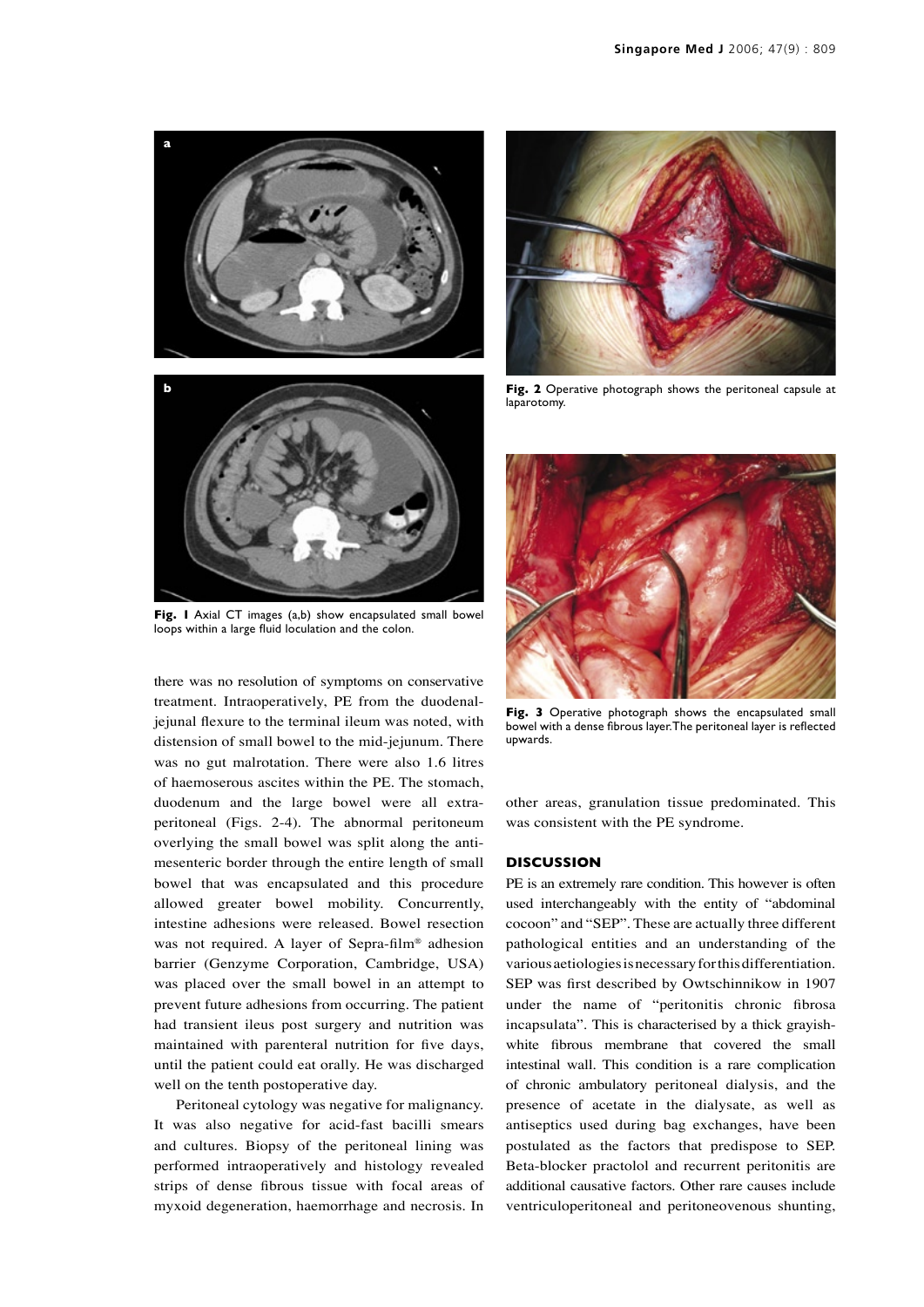Fig. 1 Axial CT images (a,b) show encapsulated small bowel loops within a large fluid loculation and the colon.

Fig. 2 Operative photograph shows the peritoneal capsule at laparotomy.

Fig. 3 Operative photograph shows the encapsulated small bowel with a dense fibrous layer. The peritoneal layer is reflected upwards.

there was no resolution of symptoms on conservative treatment. Intraoperatively, PE from the duodenal-jejunal flexure to the terminal ileum was noted, with distension of small bowel to the mid-jejunum. There was no gut malrotation. There were also 1.6 litres of haemoserous ascites within the PE. The stomach, duodenum and the large bowel were all extra-peritoneal (Figs. 2-4). The abnormal peritoneum overlying the small bowel was split along the anti-mesenteric border through the entire length of small bowel that was encapsulated and this procedure allowed greater bowel mobility. Concurrently, intestine adhesions were released. Bowel resection was not required. A layer of Sepra-film® adhesion barrier (Genzyme Corporation, Cambridge, USA) was placed over the small bowel in an attempt to prevent future adhesions from occurring. The patient had transient ileus post surgery and nutrition was maintained with parenteral nutrition for five days, until the patient could eat orally. He was discharged well on the tenth postoperative day.

Peritoneal cytology was negative for malignancy. It was also negative for acid-fast bacilli smears and cultures. Biopsy of the peritoneal lining was performed intraoperatively and histology revealed strips of dense fibrous tissue with focal areas of myxoid degeneration, haemorrhage and necrosis. In other areas, granulation tissue predominated. This was consistent with the PE syndrome.

## DISCUSSION

PE is an extremely rare condition. This however is often used interchangeably with the entity of "abdominal cocoon" and "SEP". These are actually three different pathological entities and an understanding of the various aetiologies is necessary for this differentiation. SEP was first described by Owtschinnikow in 1907 under the name of "peritonitis chronic fibrosa incapsulata". This is characterised by a thick grayish-white fibrous membrane that covered the small intestinal wall. This condition is a rare complication of chronic ambulatory peritoneal dialysis, and the presence of acetate in the dialysate, as well as antiseptics used during bag exchanges, have been postulated as the factors that predispose to SEP. Beta-blocker practolol and recurrent peritonitis are additional causative factors. Other rare causes include ventriculoperitoneal and peritoneovenous shunting,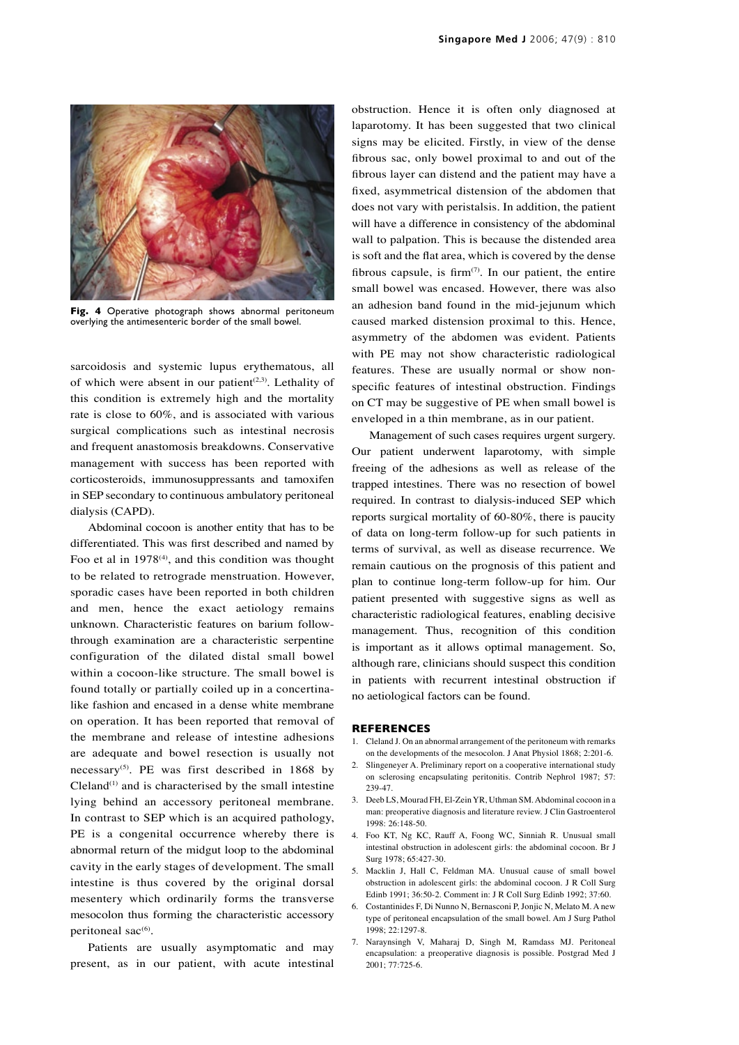**Fig. 4** Operative photograph shows abnormal peritoneum overlying the antimesenteric border of the small bowel.

sarcoidosis and systemic lupus erythematous, all of which were absent in our patient[2,3]. Lethality of this condition is extremely high and the mortality rate is close to 60%, and is associated with various surgical complications such as intestinal necrosis and frequent anastomosis breakdowns. Conservative management with success has been reported with corticosteroids, immunosuppressants and tamoxifen in SEP secondary to continuous ambulatory peritoneal dialysis (CAPD).

Abdominal cocoon is another entity that has to be differentiated. This was first described and named by Foo et al in 1978[4], and this condition was thought to be related to retrograde menstruation. However, sporadic cases have been reported in both children and men, hence the exact aetiology remains unknown. Characteristic features on barium follow-through examination are a characteristic serpentine configuration of the dilated distal small bowel within a cocoon-like structure. The small bowel is found totally or partially coiled up in a concertina-like fashion and encased in a dense white membrane on operation. It has been reported that removal of the membrane and release of intestine adhesions are adequate and bowel resection is usually not necessary[5]. PE was first described in 1868 by Cleland[1] and is characterised by the small intestine lying behind an accessory peritoneal membrane. In contrast to SEP which is an acquired pathology, PE is a congenital occurrence whereby there is abnormal return of the midgut loop to the abdominal cavity in the early stages of development. The small intestine is thus covered by the original dorsal mesentery which ordinarily forms the transverse mesocolon thus forming the characteristic accessory peritoneal sac[6].

Patients are usually asymptomatic and may present, as in our patient, with acute intestinal obstruction. Hence it is often only diagnosed at laparotomy. It has been suggested that two clinical signs may be elicited. Firstly, in view of the dense fibrous sac, only bowel proximal to and out of the fibrous layer can distend and the patient may have a fixed, asymmetrical distension of the abdomen that does not vary with peristalsis. In addition, the patient will have a difference in consistency of the abdominal wall to palpation. This is because the distended area is soft and the flat area, which is covered by the dense fibrous capsule, is firm[7]. In our patient, the entire small bowel was encased. However, there was also an adhesion band found in the mid-jejunum which caused marked distension proximal to this. Hence, asymmetry of the abdomen was evident. Patients with PE may not show characteristic radiological features. These are usually normal or show non-specific features of intestinal obstruction. Findings on CT may be suggestive of PE when small bowel is enveloped in a thin membrane, as in our patient.

Management of such cases requires urgent surgery. Our patient underwent laparotomy, with simple freeing of the adhesions as well as release of the trapped intestines. There was no resection of bowel required. In contrast to dialysis-induced SEP which reports surgical mortality of 60-80%, there is paucity of data on long-term follow-up for such patients in terms of survival, as well as disease recurrence. We remain cautious on the prognosis of this patient and plan to continue long-term follow-up for him. Our patient presented with suggestive signs as well as characteristic radiological features, enabling decisive management. Thus, recognition of this condition is important as it allows optimal management. So, although rare, clinicians should suspect this condition in patients with recurrent intestinal obstruction if no aetiological factors can be found.

## REFERENCES

1. Cleland J. On an abnormal arrangement of the peritoneum with remarks on the developments of the mesocolon. J Anat Physiol 1868; 2:201-6.
2. Slingeneyer A. Preliminary report on a cooperative international study on sclerosing encapsulating peritonitis. Contrib Nephrol 1987; 57: 239-47.
3. Deeb LS, Mourad FH, El-Zein YR, Uthman SM. Abdominal cocoon in a man: preoperative diagnosis and literature review. J Clin Gastroenterol 1998: 26:148-50.
4. Foo KT, Ng KC, Rauff A, Foong WC, Sinniah R. Unusual small intestinal obstruction in adolescent girls: the abdominal cocoon. Br J Surg 1978; 65:427-30.
5. Macklin J, Hall C, Feldman MA. Unusual cause of small bowel obstruction in adolescent girls: the abdominal cocoon. J R Coll Surg Edinb 1991; 36:50-2. Comment in: J R Coll Surg Edinb 1992; 37:60.
6. Costantinides F, Di Nunno N, Bernasconi P, Jonjic N, Melato M. A new type of peritoneal encapsulation of the small bowel. Am J Surg Pathol 1998; 22:1297-8.
7. Naraynsingh V, Maharaj D, Singh M, Ramdass MJ. Peritoneal encapsulation: a preoperative diagnosis is possible. Postgrad Med J 2001; 77:725-6.